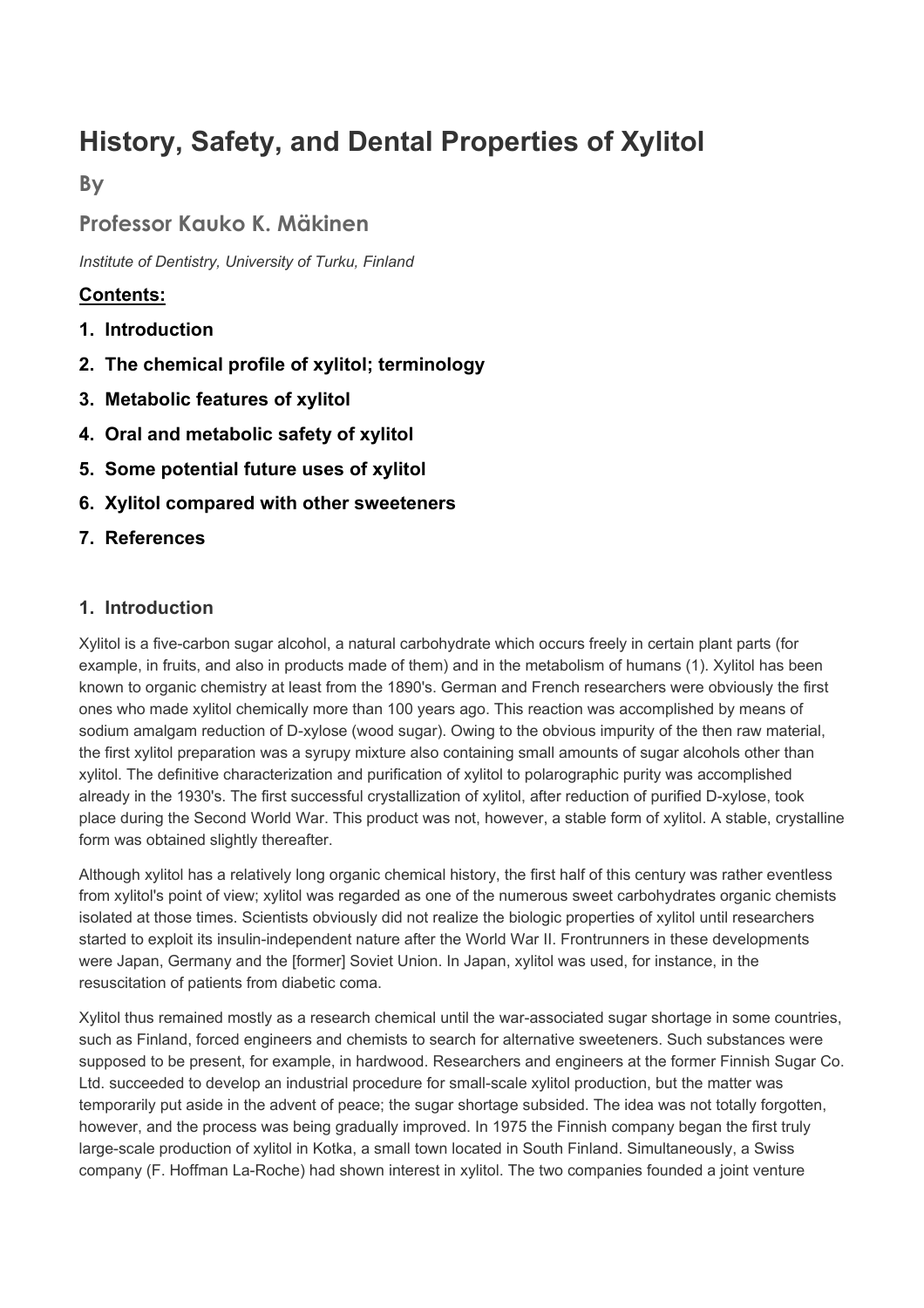# History, Safety, and Dental Properties of Xylitol

## By

## Professor Kauko K. Mäkinen

*Institute of Dentistry, University of Turku, Finland*

### Contents:

1. **Introduction**
2. **The chemical profile of xylitol; terminology**
3. **Metabolic features of xylitol**
4. **Oral and metabolic safety of xylitol**
5. **Some potential future uses of xylitol**
6. **Xylitol compared with other sweeteners**
7. **References**

### 1. Introduction

Xylitol is a five-carbon sugar alcohol, a natural carbohydrate which occurs freely in certain plant parts (for example, in fruits, and also in products made of them) and in the metabolism of humans (1). Xylitol has been known to organic chemistry at least from the 1890's. German and French researchers were obviously the first ones who made xylitol chemically more than 100 years ago. This reaction was accomplished by means of sodium amalgam reduction of D-xylose (wood sugar). Owing to the obvious impurity of the then raw material, the first xylitol preparation was a syrupy mixture also containing small amounts of sugar alcohols other than xylitol. The definitive characterization and purification of xylitol to polarographic purity was accomplished already in the 1930's. The first successful crystallization of xylitol, after reduction of purified D-xylose, took place during the Second World War. This product was not, however, a stable form of xylitol. A stable, crystalline form was obtained slightly thereafter.

Although xylitol has a relatively long organic chemical history, the first half of this century was rather eventless from xylitol's point of view; xylitol was regarded as one of the numerous sweet carbohydrates organic chemists isolated at those times. Scientists obviously did not realize the biologic properties of xylitol until researchers started to exploit its insulin-independent nature after the World War II. Frontrunners in these developments were Japan, Germany and the [former] Soviet Union. In Japan, xylitol was used, for instance, in the resuscitation of patients from diabetic coma.

Xylitol thus remained mostly as a research chemical until the war-associated sugar shortage in some countries, such as Finland, forced engineers and chemists to search for alternative sweeteners. Such substances were supposed to be present, for example, in hardwood. Researchers and engineers at the former Finnish Sugar Co. Ltd. succeeded to develop an industrial procedure for small-scale xylitol production, but the matter was temporarily put aside in the advent of peace; the sugar shortage subsided. The idea was not totally forgotten, however, and the process was being gradually improved. In 1975 the Finnish company began the first truly large-scale production of xylitol in Kotka, a small town located in South Finland. Simultaneously, a Swiss company (F. Hoffman La-Roche) had shown interest in xylitol. The two companies founded a joint venture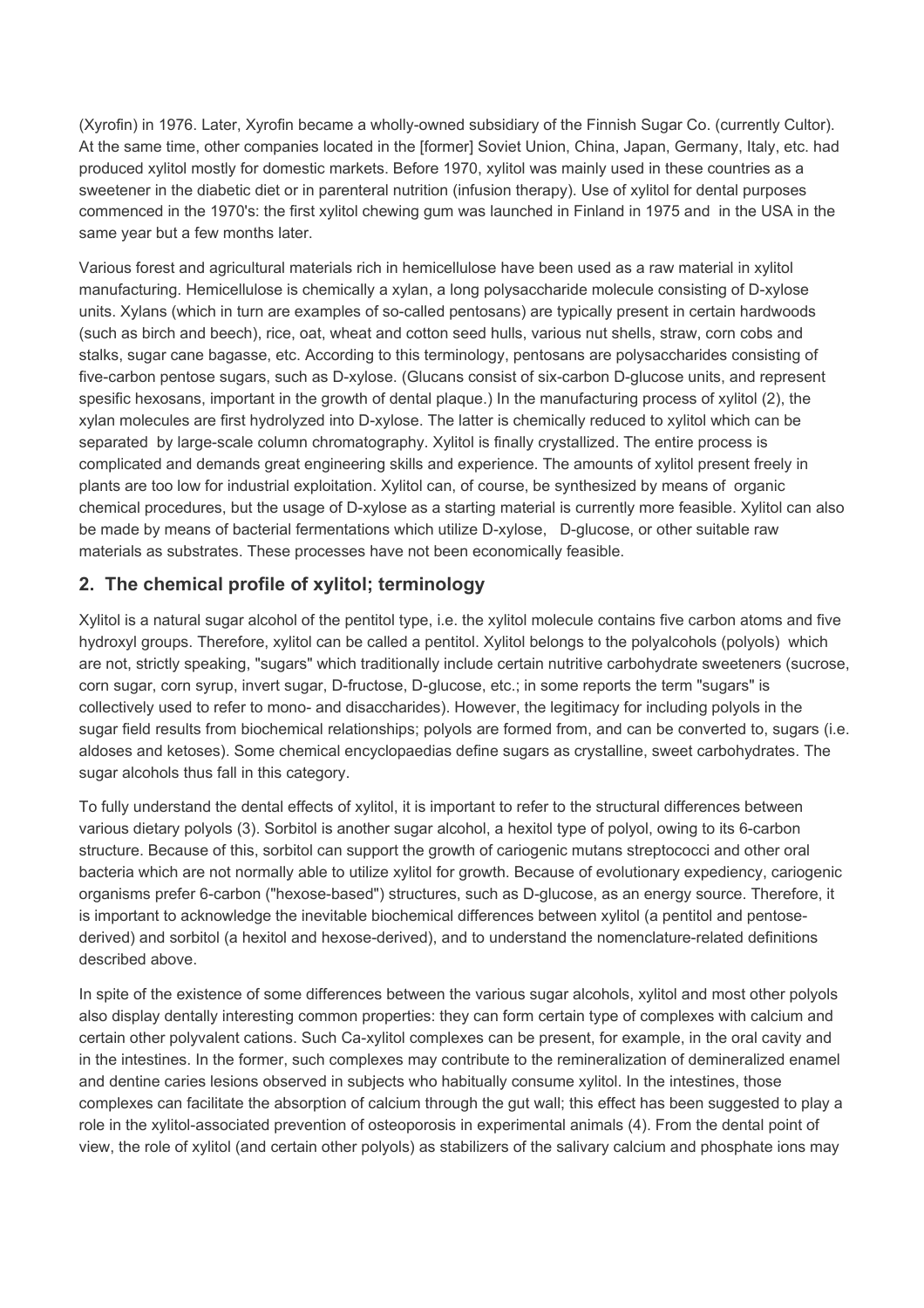(Xyrofin) in 1976. Later, Xyrofin became a wholly-owned subsidiary of the Finnish Sugar Co. (currently Cultor). At the same time, other companies located in the [former] Soviet Union, China, Japan, Germany, Italy, etc. had produced xylitol mostly for domestic markets. Before 1970, xylitol was mainly used in these countries as a sweetener in the diabetic diet or in parenteral nutrition (infusion therapy). Use of xylitol for dental purposes commenced in the 1970's: the first xylitol chewing gum was launched in Finland in 1975 and in the USA in the same year but a few months later.

Various forest and agricultural materials rich in hemicellulose have been used as a raw material in xylitol manufacturing. Hemicellulose is chemically a xylan, a long polysaccharide molecule consisting of D-xylose units. Xylans (which in turn are examples of so-called pentosans) are typically present in certain hardwoods (such as birch and beech), rice, oat, wheat and cotton seed hulls, various nut shells, straw, corn cobs and stalks, sugar cane bagasse, etc. According to this terminology, pentosans are polysaccharides consisting of five-carbon pentose sugars, such as D-xylose. (Glucans consist of six-carbon D-glucose units, and represent spesific hexosans, important in the growth of dental plaque.) In the manufacturing process of xylitol (2), the xylan molecules are first hydrolyzed into D-xylose. The latter is chemically reduced to xylitol which can be separated by large-scale column chromatography. Xylitol is finally crystallized. The entire process is complicated and demands great engineering skills and experience. The amounts of xylitol present freely in plants are too low for industrial exploitation. Xylitol can, of course, be synthesized by means of organic chemical procedures, but the usage of D-xylose as a starting material is currently more feasible. Xylitol can also be made by means of bacterial fermentations which utilize D-xylose, D-glucose, or other suitable raw materials as substrates. These processes have not been economically feasible.

## 2. The chemical profile of xylitol; terminology

Xylitol is a natural sugar alcohol of the pentitol type, i.e. the xylitol molecule contains five carbon atoms and five hydroxyl groups. Therefore, xylitol can be called a pentitol. Xylitol belongs to the polyalcohols (polyols) which are not, strictly speaking, "sugars" which traditionally include certain nutritive carbohydrate sweeteners (sucrose, corn sugar, corn syrup, invert sugar, D-fructose, D-glucose, etc.; in some reports the term "sugars" is collectively used to refer to mono- and disaccharides). However, the legitimacy for including polyols in the sugar field results from biochemical relationships; polyols are formed from, and can be converted to, sugars (i.e. aldoses and ketoses). Some chemical encyclopaedias define sugars as crystalline, sweet carbohydrates. The sugar alcohols thus fall in this category.

To fully understand the dental effects of xylitol, it is important to refer to the structural differences between various dietary polyols (3). Sorbitol is another sugar alcohol, a hexitol type of polyol, owing to its 6-carbon structure. Because of this, sorbitol can support the growth of cariogenic mutans streptococci and other oral bacteria which are not normally able to utilize xylitol for growth. Because of evolutionary expediency, cariogenic organisms prefer 6-carbon ("hexose-based") structures, such as D-glucose, as an energy source. Therefore, it is important to acknowledge the inevitable biochemical differences between xylitol (a pentitol and pentose-derived) and sorbitol (a hexitol and hexose-derived), and to understand the nomenclature-related definitions described above.

In spite of the existence of some differences between the various sugar alcohols, xylitol and most other polyols also display dentally interesting common properties: they can form certain type of complexes with calcium and certain other polyvalent cations. Such Ca-xylitol complexes can be present, for example, in the oral cavity and in the intestines. In the former, such complexes may contribute to the remineralization of demineralized enamel and dentine caries lesions observed in subjects who habitually consume xylitol. In the intestines, those complexes can facilitate the absorption of calcium through the gut wall; this effect has been suggested to play a role in the xylitol-associated prevention of osteoporosis in experimental animals (4). From the dental point of view, the role of xylitol (and certain other polyols) as stabilizers of the salivary calcium and phosphate ions may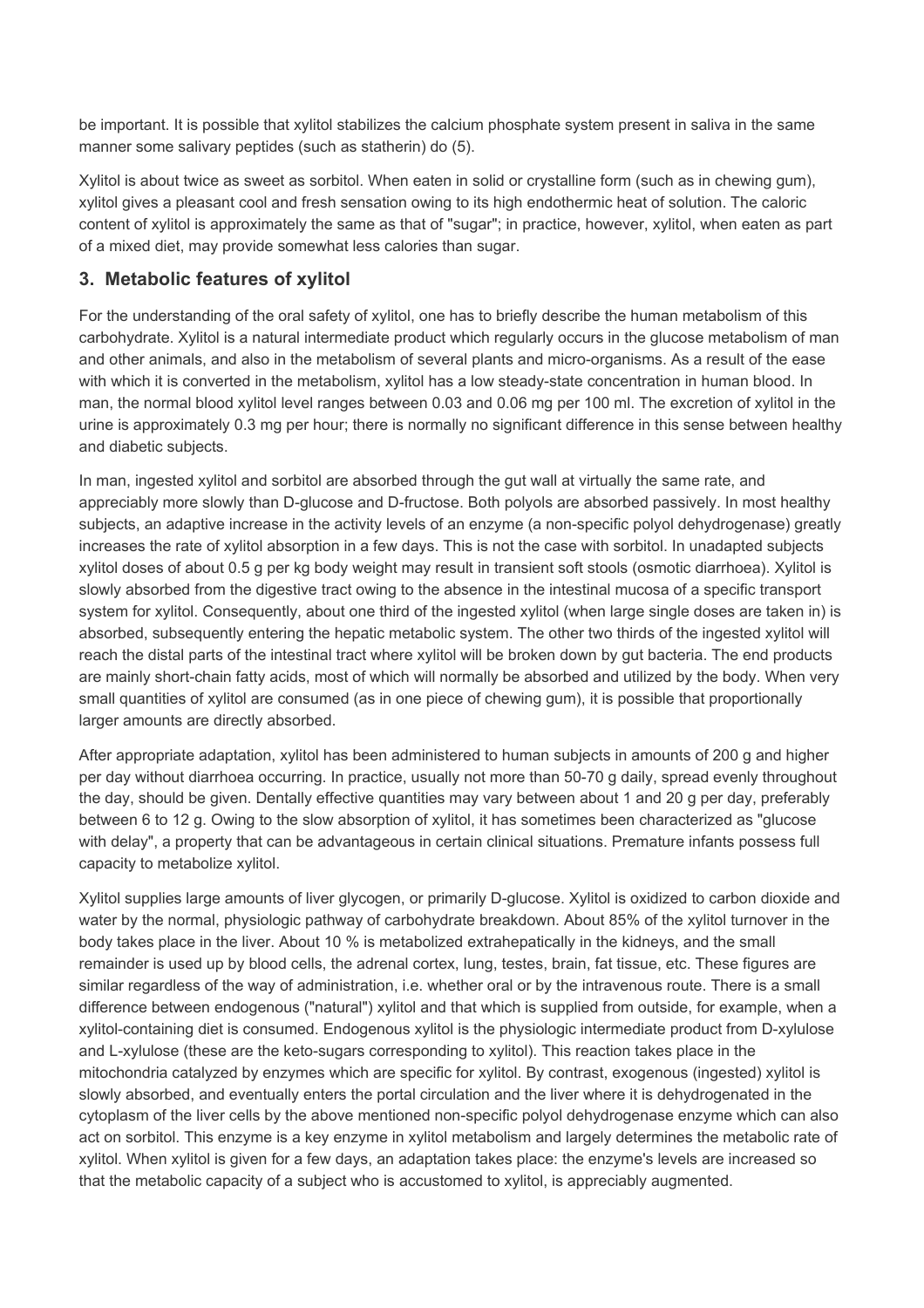be important. It is possible that xylitol stabilizes the calcium phosphate system present in saliva in the same manner some salivary peptides (such as statherin) do (5).

Xylitol is about twice as sweet as sorbitol. When eaten in solid or crystalline form (such as in chewing gum), xylitol gives a pleasant cool and fresh sensation owing to its high endothermic heat of solution. The caloric content of xylitol is approximately the same as that of "sugar"; in practice, however, xylitol, when eaten as part of a mixed diet, may provide somewhat less calories than sugar.

## 3. Metabolic features of xylitol

For the understanding of the oral safety of xylitol, one has to briefly describe the human metabolism of this carbohydrate. Xylitol is a natural intermediate product which regularly occurs in the glucose metabolism of man and other animals, and also in the metabolism of several plants and micro-organisms. As a result of the ease with which it is converted in the metabolism, xylitol has a low steady-state concentration in human blood. In man, the normal blood xylitol level ranges between 0.03 and 0.06 mg per 100 ml. The excretion of xylitol in the urine is approximately 0.3 mg per hour; there is normally no significant difference in this sense between healthy and diabetic subjects.

In man, ingested xylitol and sorbitol are absorbed through the gut wall at virtually the same rate, and appreciably more slowly than D-glucose and D-fructose. Both polyols are absorbed passively. In most healthy subjects, an adaptive increase in the activity levels of an enzyme (a non-specific polyol dehydrogenase) greatly increases the rate of xylitol absorption in a few days. This is not the case with sorbitol. In unadapted subjects xylitol doses of about 0.5 g per kg body weight may result in transient soft stools (osmotic diarrhoea). Xylitol is slowly absorbed from the digestive tract owing to the absence in the intestinal mucosa of a specific transport system for xylitol. Consequently, about one third of the ingested xylitol (when large single doses are taken in) is absorbed, subsequently entering the hepatic metabolic system. The other two thirds of the ingested xylitol will reach the distal parts of the intestinal tract where xylitol will be broken down by gut bacteria. The end products are mainly short-chain fatty acids, most of which will normally be absorbed and utilized by the body. When very small quantities of xylitol are consumed (as in one piece of chewing gum), it is possible that proportionally larger amounts are directly absorbed.

After appropriate adaptation, xylitol has been administered to human subjects in amounts of 200 g and higher per day without diarrhoea occurring. In practice, usually not more than 50-70 g daily, spread evenly throughout the day, should be given. Dentally effective quantities may vary between about 1 and 20 g per day, preferably between 6 to 12 g. Owing to the slow absorption of xylitol, it has sometimes been characterized as "glucose with delay", a property that can be advantageous in certain clinical situations. Premature infants possess full capacity to metabolize xylitol.

Xylitol supplies large amounts of liver glycogen, or primarily D-glucose. Xylitol is oxidized to carbon dioxide and water by the normal, physiologic pathway of carbohydrate breakdown. About 85% of the xylitol turnover in the body takes place in the liver. About 10 % is metabolized extrahepatically in the kidneys, and the small remainder is used up by blood cells, the adrenal cortex, lung, testes, brain, fat tissue, etc. These figures are similar regardless of the way of administration, i.e. whether oral or by the intravenous route. There is a small difference between endogenous ("natural") xylitol and that which is supplied from outside, for example, when a xylitol-containing diet is consumed. Endogenous xylitol is the physiologic intermediate product from D-xylulose and L-xylulose (these are the keto-sugars corresponding to xylitol). This reaction takes place in the mitochondria catalyzed by enzymes which are specific for xylitol. By contrast, exogenous (ingested) xylitol is slowly absorbed, and eventually enters the portal circulation and the liver where it is dehydrogenated in the cytoplasm of the liver cells by the above mentioned non-specific polyol dehydrogenase enzyme which can also act on sorbitol. This enzyme is a key enzyme in xylitol metabolism and largely determines the metabolic rate of xylitol. When xylitol is given for a few days, an adaptation takes place: the enzyme's levels are increased so that the metabolic capacity of a subject who is accustomed to xylitol, is appreciably augmented.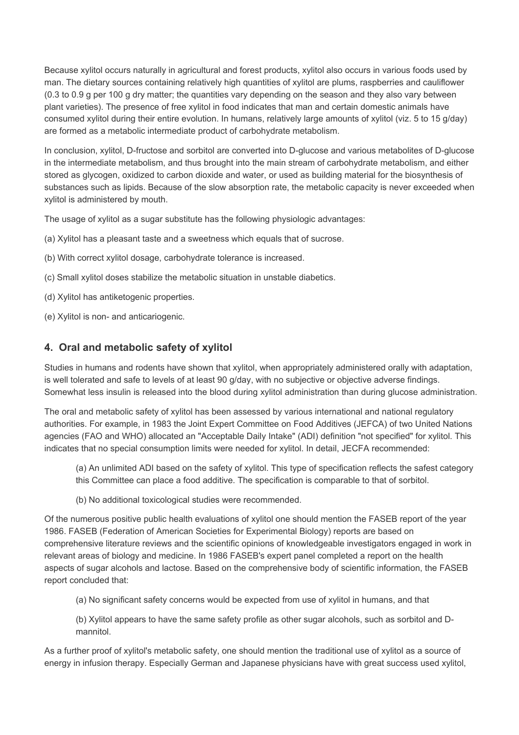Because xylitol occurs naturally in agricultural and forest products, xylitol also occurs in various foods used by man. The dietary sources containing relatively high quantities of xylitol are plums, raspberries and cauliflower (0.3 to 0.9 g per 100 g dry matter; the quantities vary depending on the season and they also vary between plant varieties). The presence of free xylitol in food indicates that man and certain domestic animals have consumed xylitol during their entire evolution. In humans, relatively large amounts of xylitol (viz. 5 to 15 g/day) are formed as a metabolic intermediate product of carbohydrate metabolism.

In conclusion, xylitol, D-fructose and sorbitol are converted into D-glucose and various metabolites of D-glucose in the intermediate metabolism, and thus brought into the main stream of carbohydrate metabolism, and either stored as glycogen, oxidized to carbon dioxide and water, or used as building material for the biosynthesis of substances such as lipids. Because of the slow absorption rate, the metabolic capacity is never exceeded when xylitol is administered by mouth.

The usage of xylitol as a sugar substitute has the following physiologic advantages:

(a) Xylitol has a pleasant taste and a sweetness which equals that of sucrose.

(b) With correct xylitol dosage, carbohydrate tolerance is increased.

(c) Small xylitol doses stabilize the metabolic situation in unstable diabetics.

(d) Xylitol has antiketogenic properties.

(e) Xylitol is non- and anticariogenic.

## 4. Oral and metabolic safety of xylitol

Studies in humans and rodents have shown that xylitol, when appropriately administered orally with adaptation, is well tolerated and safe to levels of at least 90 g/day, with no subjective or objective adverse findings. Somewhat less insulin is released into the blood during xylitol administration than during glucose administration.

The oral and metabolic safety of xylitol has been assessed by various international and national regulatory authorities. For example, in 1983 the Joint Expert Committee on Food Additives (JEFCA) of two United Nations agencies (FAO and WHO) allocated an "Acceptable Daily Intake" (ADI) definition "not specified" for xylitol. This indicates that no special consumption limits were needed for xylitol. In detail, JECFA recommended:

> (a) An unlimited ADI based on the safety of xylitol. This type of specification reflects the safest category this Committee can place a food additive. The specification is comparable to that of sorbitol.
>
> (b) No additional toxicological studies were recommended.

Of the numerous positive public health evaluations of xylitol one should mention the FASEB report of the year 1986. FASEB (Federation of American Societies for Experimental Biology) reports are based on comprehensive literature reviews and the scientific opinions of knowledgeable investigators engaged in work in relevant areas of biology and medicine. In 1986 FASEB's expert panel completed a report on the health aspects of sugar alcohols and lactose. Based on the comprehensive body of scientific information, the FASEB report concluded that:

> (a) No significant safety concerns would be expected from use of xylitol in humans, and that
>
> (b) Xylitol appears to have the same safety profile as other sugar alcohols, such as sorbitol and D-mannitol.

As a further proof of xylitol's metabolic safety, one should mention the traditional use of xylitol as a source of energy in infusion therapy. Especially German and Japanese physicians have with great success used xylitol,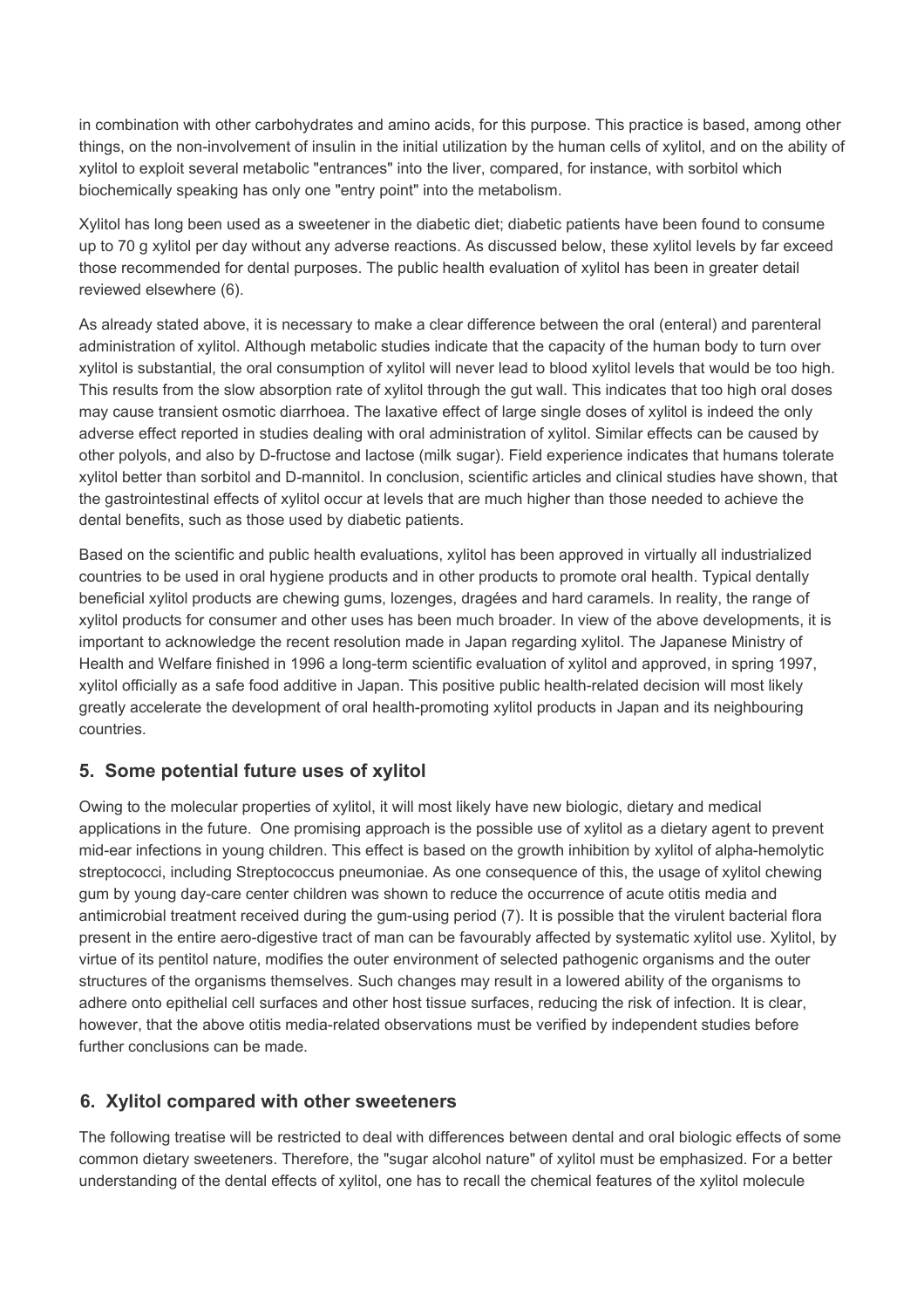in combination with other carbohydrates and amino acids, for this purpose. This practice is based, among other things, on the non-involvement of insulin in the initial utilization by the human cells of xylitol, and on the ability of xylitol to exploit several metabolic "entrances" into the liver, compared, for instance, with sorbitol which biochemically speaking has only one "entry point" into the metabolism.

Xylitol has long been used as a sweetener in the diabetic diet; diabetic patients have been found to consume up to 70 g xylitol per day without any adverse reactions. As discussed below, these xylitol levels by far exceed those recommended for dental purposes. The public health evaluation of xylitol has been in greater detail reviewed elsewhere (6).

As already stated above, it is necessary to make a clear difference between the oral (enteral) and parenteral administration of xylitol. Although metabolic studies indicate that the capacity of the human body to turn over xylitol is substantial, the oral consumption of xylitol will never lead to blood xylitol levels that would be too high. This results from the slow absorption rate of xylitol through the gut wall. This indicates that too high oral doses may cause transient osmotic diarrhoea. The laxative effect of large single doses of xylitol is indeed the only adverse effect reported in studies dealing with oral administration of xylitol. Similar effects can be caused by other polyols, and also by D-fructose and lactose (milk sugar). Field experience indicates that humans tolerate xylitol better than sorbitol and D-mannitol. In conclusion, scientific articles and clinical studies have shown, that the gastrointestinal effects of xylitol occur at levels that are much higher than those needed to achieve the dental benefits, such as those used by diabetic patients.

Based on the scientific and public health evaluations, xylitol has been approved in virtually all industrialized countries to be used in oral hygiene products and in other products to promote oral health. Typical dentally beneficial xylitol products are chewing gums, lozenges, dragées and hard caramels. In reality, the range of xylitol products for consumer and other uses has been much broader. In view of the above developments, it is important to acknowledge the recent resolution made in Japan regarding xylitol. The Japanese Ministry of Health and Welfare finished in 1996 a long-term scientific evaluation of xylitol and approved, in spring 1997, xylitol officially as a safe food additive in Japan. This positive public health-related decision will most likely greatly accelerate the development of oral health-promoting xylitol products in Japan and its neighbouring countries.

## 5. Some potential future uses of xylitol

Owing to the molecular properties of xylitol, it will most likely have new biologic, dietary and medical applications in the future. One promising approach is the possible use of xylitol as a dietary agent to prevent mid-ear infections in young children. This effect is based on the growth inhibition by xylitol of alpha-hemolytic streptococci, including Streptococcus pneumoniae. As one consequence of this, the usage of xylitol chewing gum by young day-care center children was shown to reduce the occurrence of acute otitis media and antimicrobial treatment received during the gum-using period (7). It is possible that the virulent bacterial flora present in the entire aero-digestive tract of man can be favourably affected by systematic xylitol use. Xylitol, by virtue of its pentitol nature, modifies the outer environment of selected pathogenic organisms and the outer structures of the organisms themselves. Such changes may result in a lowered ability of the organisms to adhere onto epithelial cell surfaces and other host tissue surfaces, reducing the risk of infection. It is clear, however, that the above otitis media-related observations must be verified by independent studies before further conclusions can be made.

## 6. Xylitol compared with other sweeteners

The following treatise will be restricted to deal with differences between dental and oral biologic effects of some common dietary sweeteners. Therefore, the "sugar alcohol nature" of xylitol must be emphasized. For a better understanding of the dental effects of xylitol, one has to recall the chemical features of the xylitol molecule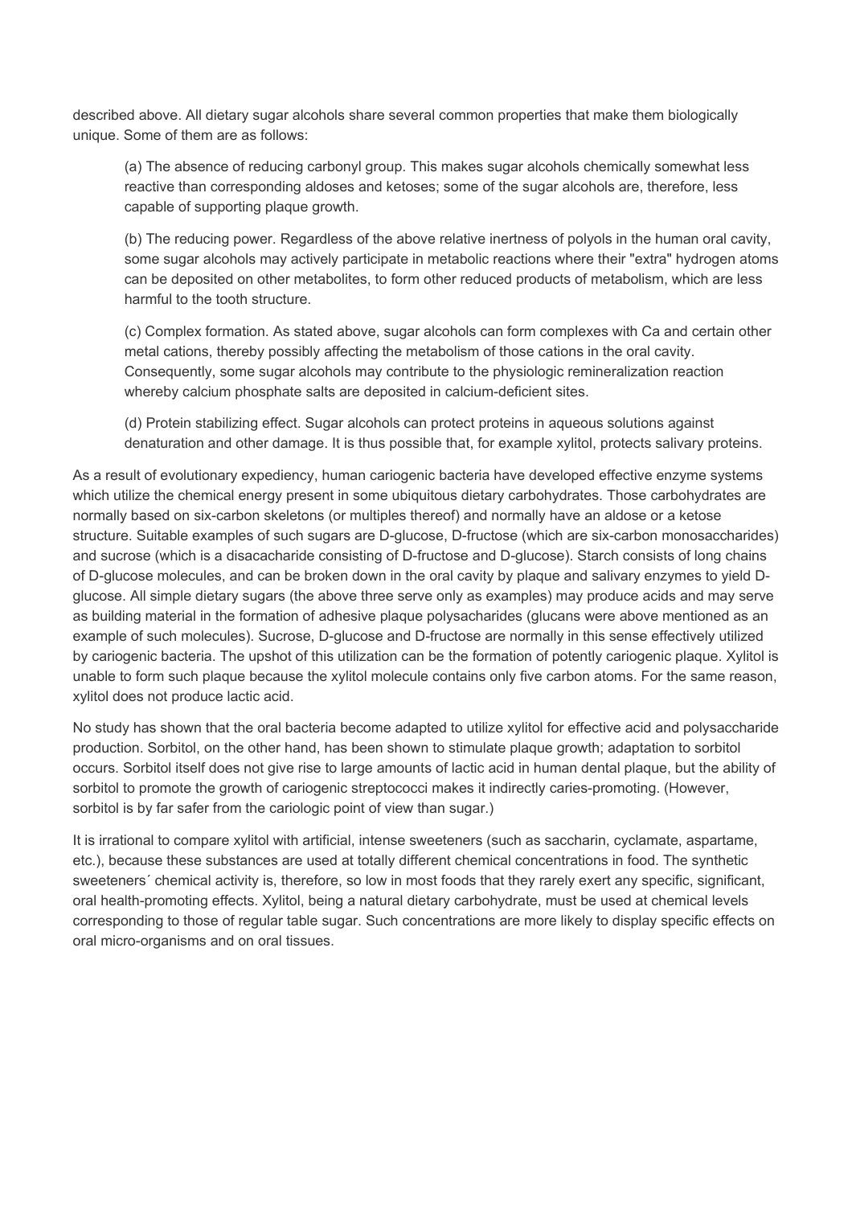described above. All dietary sugar alcohols share several common properties that make them biologically unique. Some of them are as follows:

> (a) The absence of reducing carbonyl group. This makes sugar alcohols chemically somewhat less reactive than corresponding aldoses and ketoses; some of the sugar alcohols are, therefore, less capable of supporting plaque growth.
>
> (b) The reducing power. Regardless of the above relative inertness of polyols in the human oral cavity, some sugar alcohols may actively participate in metabolic reactions where their "extra" hydrogen atoms can be deposited on other metabolites, to form other reduced products of metabolism, which are less harmful to the tooth structure.
>
> (c) Complex formation. As stated above, sugar alcohols can form complexes with Ca and certain other metal cations, thereby possibly affecting the metabolism of those cations in the oral cavity. Consequently, some sugar alcohols may contribute to the physiologic remineralization reaction whereby calcium phosphate salts are deposited in calcium-deficient sites.
>
> (d) Protein stabilizing effect. Sugar alcohols can protect proteins in aqueous solutions against denaturation and other damage. It is thus possible that, for example xylitol, protects salivary proteins.

As a result of evolutionary expediency, human cariogenic bacteria have developed effective enzyme systems which utilize the chemical energy present in some ubiquitous dietary carbohydrates. Those carbohydrates are normally based on six-carbon skeletons (or multiples thereof) and normally have an aldose or a ketose structure. Suitable examples of such sugars are D-glucose, D-fructose (which are six-carbon monosaccharides) and sucrose (which is a disacacharide consisting of D-fructose and D-glucose). Starch consists of long chains of D-glucose molecules, and can be broken down in the oral cavity by plaque and salivary enzymes to yield D-glucose. All simple dietary sugars (the above three serve only as examples) may produce acids and may serve as building material in the formation of adhesive plaque polysacharides (glucans were above mentioned as an example of such molecules). Sucrose, D-glucose and D-fructose are normally in this sense effectively utilized by cariogenic bacteria. The upshot of this utilization can be the formation of potently cariogenic plaque. Xylitol is unable to form such plaque because the xylitol molecule contains only five carbon atoms. For the same reason, xylitol does not produce lactic acid.

No study has shown that the oral bacteria become adapted to utilize xylitol for effective acid and polysaccharide production. Sorbitol, on the other hand, has been shown to stimulate plaque growth; adaptation to sorbitol occurs. Sorbitol itself does not give rise to large amounts of lactic acid in human dental plaque, but the ability of sorbitol to promote the growth of cariogenic streptococci makes it indirectly caries-promoting. (However, sorbitol is by far safer from the cariologic point of view than sugar.)

It is irrational to compare xylitol with artificial, intense sweeteners (such as saccharin, cyclamate, aspartame, etc.), because these substances are used at totally different chemical concentrations in food. The synthetic sweeteners´ chemical activity is, therefore, so low in most foods that they rarely exert any specific, significant, oral health-promoting effects. Xylitol, being a natural dietary carbohydrate, must be used at chemical levels corresponding to those of regular table sugar. Such concentrations are more likely to display specific effects on oral micro-organisms and on oral tissues.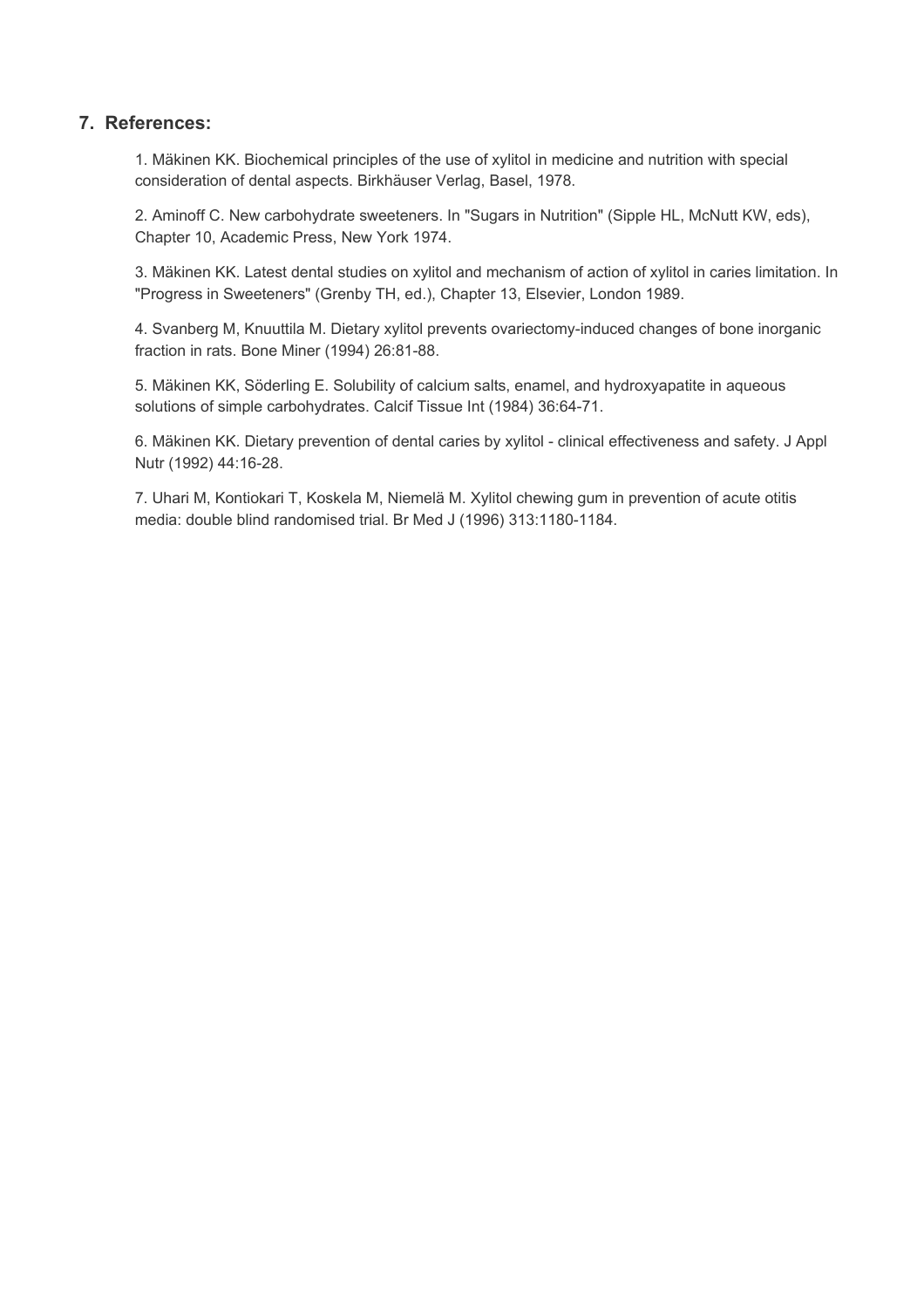## 7. References:

1. Mäkinen KK. Biochemical principles of the use of xylitol in medicine and nutrition with special consideration of dental aspects. Birkhäuser Verlag, Basel, 1978.

2. Aminoff C. New carbohydrate sweeteners. In "Sugars in Nutrition" (Sipple HL, McNutt KW, eds), Chapter 10, Academic Press, New York 1974.

3. Mäkinen KK. Latest dental studies on xylitol and mechanism of action of xylitol in caries limitation. In "Progress in Sweeteners" (Grenby TH, ed.), Chapter 13, Elsevier, London 1989.

4. Svanberg M, Knuuttila M. Dietary xylitol prevents ovariectomy-induced changes of bone inorganic fraction in rats. Bone Miner (1994) 26:81-88.

5. Mäkinen KK, Söderling E. Solubility of calcium salts, enamel, and hydroxyapatite in aqueous solutions of simple carbohydrates. Calcif Tissue Int (1984) 36:64-71.

6. Mäkinen KK. Dietary prevention of dental caries by xylitol - clinical effectiveness and safety. J Appl Nutr (1992) 44:16-28.

7. Uhari M, Kontiokari T, Koskela M, Niemelä M. Xylitol chewing gum in prevention of acute otitis media: double blind randomised trial. Br Med J (1996) 313:1180-1184.